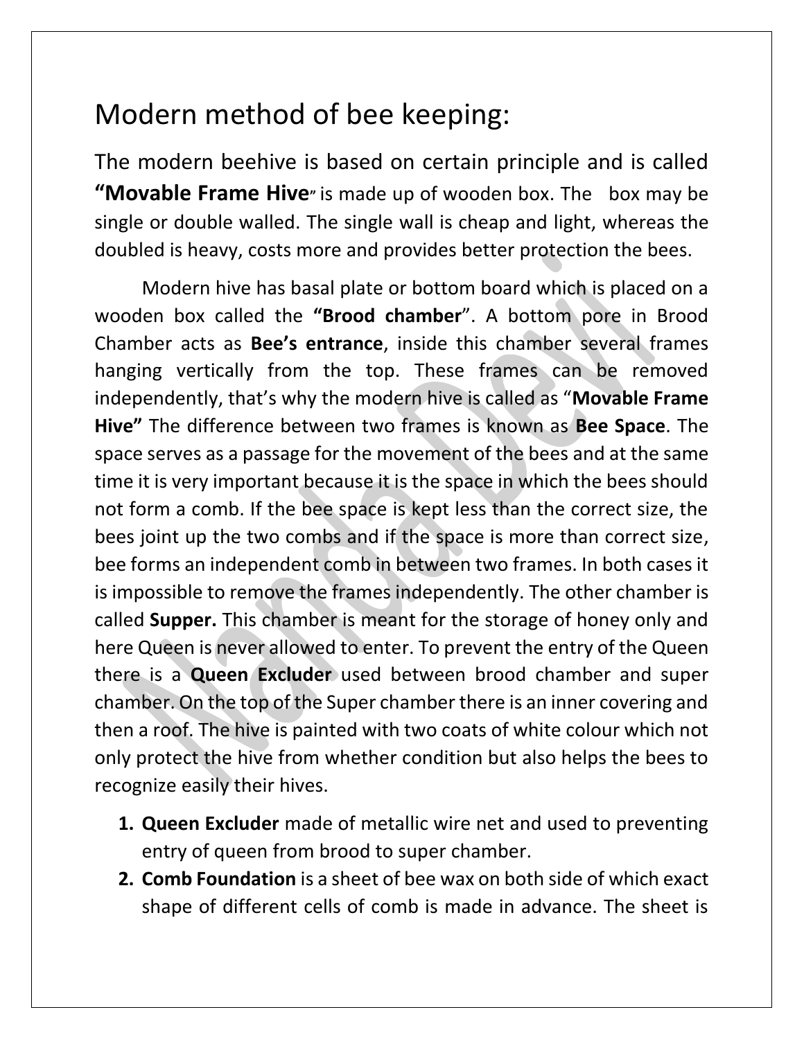# Modern method of bee keeping:

The modern beehive is based on certain principle and is called **"Movable Frame Hive"** is made up of wooden box. The box may be single or double walled. The single wall is cheap and light, whereas the doubled is heavy, costs more and provides better protection the bees.

Modern hive has basal plate or bottom board which is placed on a wooden box called the **"Brood chamber"**. A bottom pore in Brood Chamber acts as **Bee's entrance**, inside this chamber several frames hanging vertically from the top. These frames can be removed independently, that's why the modern hive is called as "**Movable Frame Hive"** The difference between two frames is known as **Bee Space**. The space serves as a passage for the movement of the bees and at the same time it is very important because it is the space in which the bees should not form a comb. If the bee space is kept less than the correct size, the bees joint up the two combs and if the space is more than correct size, bee forms an independent comb in between two frames. In both cases it is impossible to remove the frames independently. The other chamber is called **Supper.** This chamber is meant for the storage of honey only and here Queen is never allowed to enter. To prevent the entry of the Queen there is a **Queen Excluder** used between brood chamber and super chamber. On the top of the Super chamber there is an inner covering and then a roof. The hive is painted with two coats of white colour which not only protect the hive from whether condition but also helps the bees to recognize easily their hives.

1. **Queen Excluder** made of metallic wire net and used to preventing entry of queen from brood to super chamber.
2. **Comb Foundation** is a sheet of bee wax on both side of which exact shape of different cells of comb is made in advance. The sheet is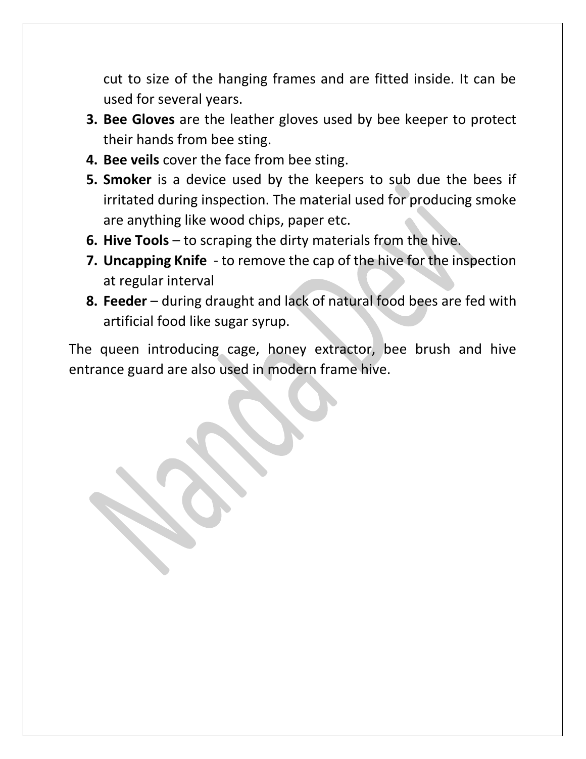cut to size of the hanging frames and are fitted inside. It can be used for several years.

3. **Bee Gloves** are the leather gloves used by bee keeper to protect their hands from bee sting.
4. **Bee veils** cover the face from bee sting.
5. **Smoker** is a device used by the keepers to sub due the bees if irritated during inspection. The material used for producing smoke are anything like wood chips, paper etc.
6. **Hive Tools** – to scraping the dirty materials from the hive.
7. **Uncapping Knife** - to remove the cap of the hive for the inspection at regular interval
8. **Feeder** – during draught and lack of natural food bees are fed with artificial food like sugar syrup.

The queen introducing cage, honey extractor, bee brush and hive entrance guard are also used in modern frame hive.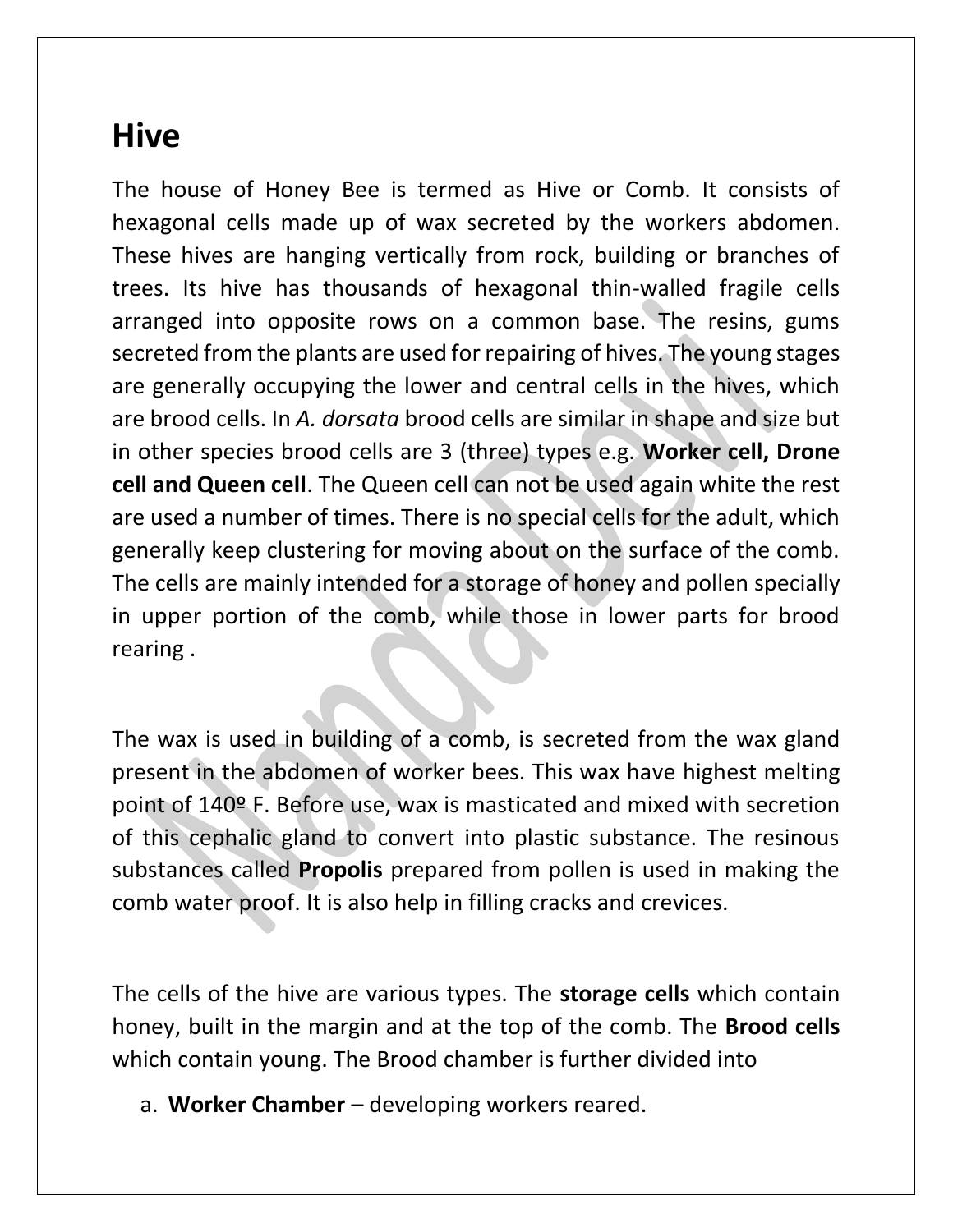# Hive

The house of Honey Bee is termed as Hive or Comb. It consists of hexagonal cells made up of wax secreted by the workers abdomen. These hives are hanging vertically from rock, building or branches of trees. Its hive has thousands of hexagonal thin-walled fragile cells arranged into opposite rows on a common base. The resins, gums secreted from the plants are used for repairing of hives. The young stages are generally occupying the lower and central cells in the hives, which are brood cells. In *A. dorsata* brood cells are similar in shape and size but in other species brood cells are 3 (three) types e.g. **Worker cell, Drone cell and Queen cell**. The Queen cell can not be used again white the rest are used a number of times. There is no special cells for the adult, which generally keep clustering for moving about on the surface of the comb. The cells are mainly intended for a storage of honey and pollen specially in upper portion of the comb, while those in lower parts for brood rearing .

The wax is used in building of a comb, is secreted from the wax gland present in the abdomen of worker bees. This wax have highest melting point of 140º F. Before use, wax is masticated and mixed with secretion of this cephalic gland to convert into plastic substance. The resinous substances called **Propolis** prepared from pollen is used in making the comb water proof. It is also help in filling cracks and crevices.

The cells of the hive are various types. The **storage cells** which contain honey, built in the margin and at the top of the comb. The **Brood cells** which contain young. The Brood chamber is further divided into

a. **Worker Chamber** – developing workers reared.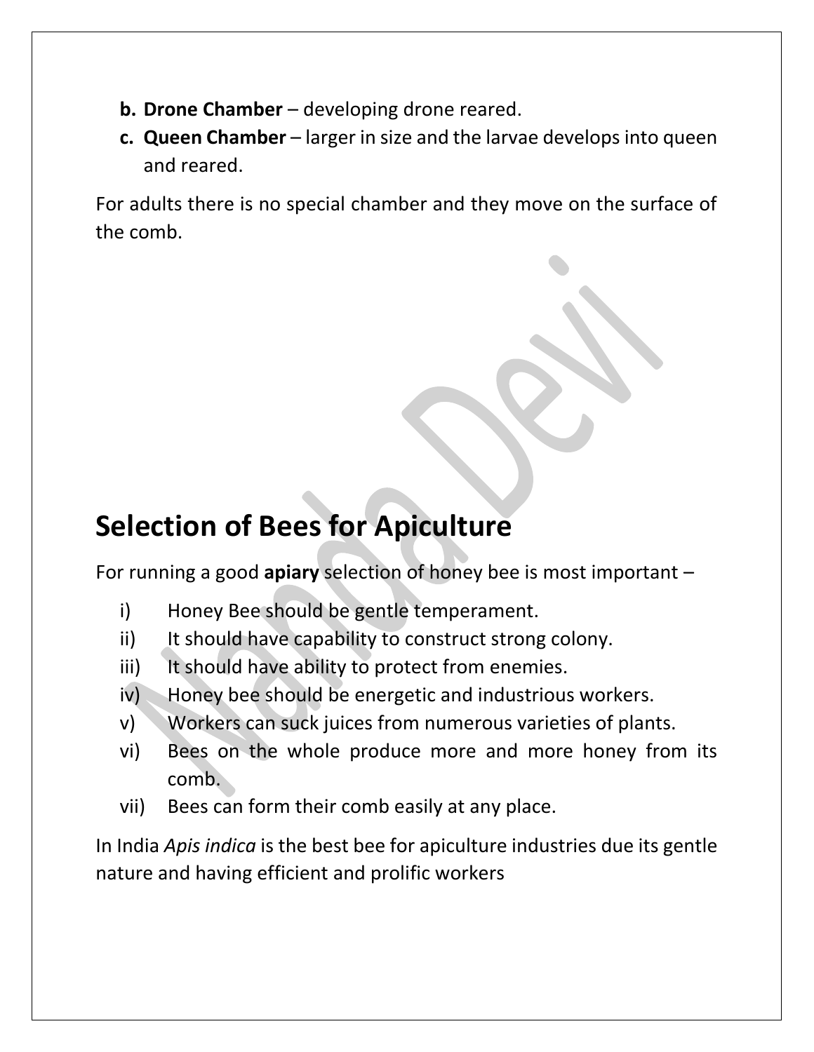b. **Drone Chamber** – developing drone reared.
c. **Queen Chamber** – larger in size and the larvae develops into queen and reared.

For adults there is no special chamber and they move on the surface of the comb.

# Selection of Bees for Apiculture

For running a good **apiary** selection of honey bee is most important –

i) Honey Bee should be gentle temperament.
ii) It should have capability to construct strong colony.
iii) It should have ability to protect from enemies.
iv) Honey bee should be energetic and industrious workers.
v) Workers can suck juices from numerous varieties of plants.
vi) Bees on the whole produce more and more honey from its comb.
vii) Bees can form their comb easily at any place.

In India *Apis indica* is the best bee for apiculture industries due its gentle nature and having efficient and prolific workers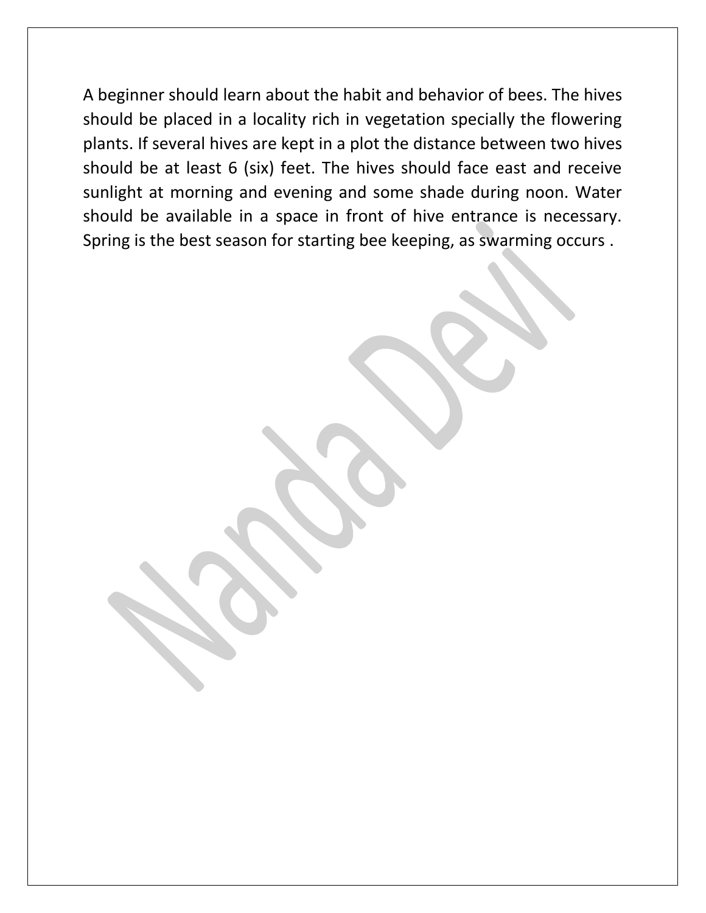A beginner should learn about the habit and behavior of bees. The hives should be placed in a locality rich in vegetation specially the flowering plants. If several hives are kept in a plot the distance between two hives should be at least 6 (six) feet. The hives should face east and receive sunlight at morning and evening and some shade during noon. Water should be available in a space in front of hive entrance is necessary. Spring is the best season for starting bee keeping, as swarming occurs .